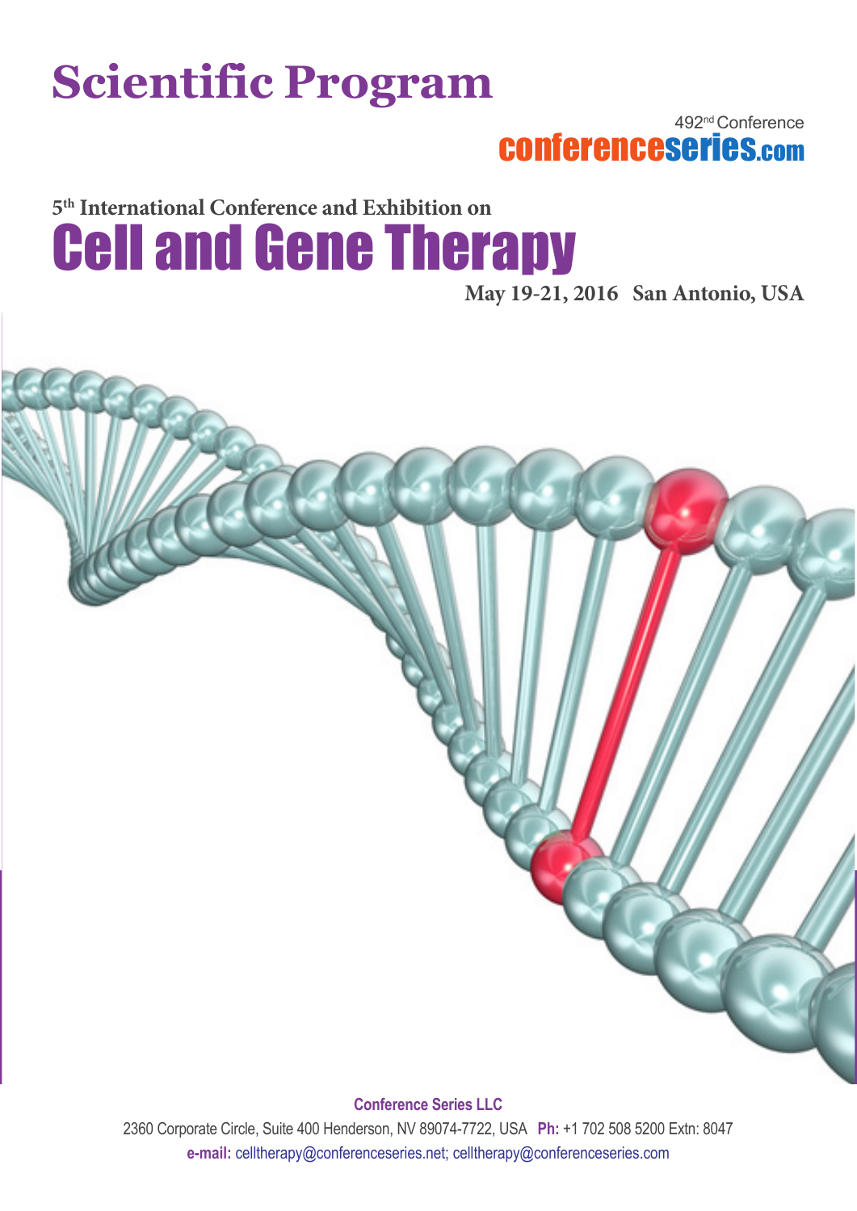# Scientific Program

492[nd] Conference

**conferenceseries.com**

### 5[th] International Conference and Exhibition on

# Cell and Gene Therapy

**May 19-21, 2016 San Antonio, USA**

**Conference Series LLC**

2360 Corporate Circle, Suite 400 Henderson, NV 89074-7722, USA **Ph:** +1 702 508 5200 Extn: 8047

**e-mail:** celltherapy@conferenceseries.net; celltherapy@conferenceseries.com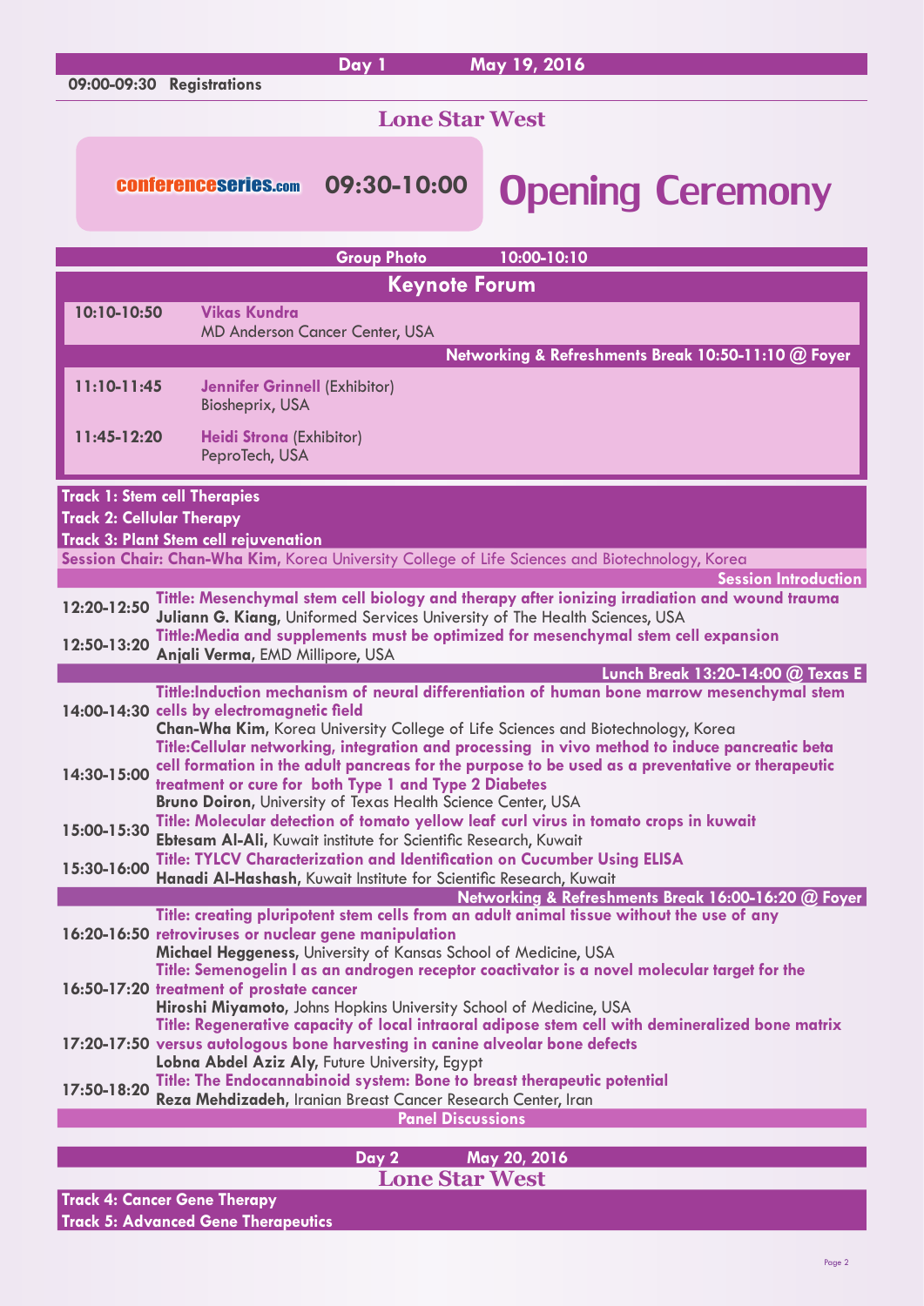## Day 1 May 19, 2016

**09:00-09:30 Registrations**

### Lone Star West

conferenceseries.com **09:30-10:00 Opening Ceremony**

**Group Photo 10:00-10:10**

### Keynote Forum

**10:10-10:50** **Vikas Kundra**
MD Anderson Cancer Center, USA

**Networking & Refreshments Break 10:50-11:10 @ Foyer**

**11:10-11:45** **Jennifer Grinnell** (Exhibitor)
Biosheprix, USA

**11:45-12:20** **Heidi Strona** (Exhibitor)
PeproTech, USA

**Track 1: Stem cell Therapies**
**Track 2: Cellular Therapy**
**Track 3: Plant Stem cell rejuvenation**

**Session Chair: Chan-Wha Kim,** Korea University College of Life Sciences and Biotechnology, Korea

**Session Introduction**

**12:20-12:50** **Tittle: Mesenchymal stem cell biology and therapy after ionizing irradiation and wound trauma**
**Juliann G. Kiang,** Uniformed Services University of The Health Sciences, USA

**12:50-13:20** **Tittle:Media and supplements must be optimized for mesenchymal stem cell expansion**
**Anjali Verma,** EMD Millipore, USA

**Lunch Break 13:20-14:00 @ Texas E**

**14:00-14:30** **Tittle:Induction mechanism of neural differentiation of human bone marrow mesenchymal stem cells by electromagnetic field**
**Chan-Wha Kim,** Korea University College of Life Sciences and Biotechnology, Korea

**14:30-15:00** **Tittle:Cellular networking, integration and processing in vivo method to induce pancreatic beta cell formation in the adult pancreas for the purpose to be used as a preventative or therapeutic treatment or cure for both Type 1 and Type 2 Diabetes**
**Bruno Doiron,** University of Texas Health Science Center, USA

**15:00-15:30** **Title: Molecular detection of tomato yellow leaf curl virus in tomato crops in kuwait**
**Ebtesam Al-Ali,** Kuwait institute for Scientific Research, Kuwait

**15:30-16:00** **Title: TYLCV Characterization and Identification on Cucumber Using ELISA**
**Hanadi Al-Hashash,** Kuwait Institute for Scientific Research, Kuwait

**Networking & Refreshments Break 16:00-16:20 @ Foyer**

**16:20-16:50** **Title: creating pluripotent stem cells from an adult animal tissue without the use of any retroviruses or nuclear gene manipulation**
**Michael Heggeness,** University of Kansas School of Medicine, USA

**16:50-17:20** **Title: Semenogelin I as an androgen receptor coactivator is a novel molecular target for the treatment of prostate cancer**
**Hiroshi Miyamoto,** Johns Hopkins University School of Medicine, USA

**17:20-17:50** **Title: Regenerative capacity of local intraoral adipose stem cell with demineralized bone matrix versus autologous bone harvesting in canine alveolar bone defects**
**Lobna Abdel Aziz Aly,** Future University, Egypt

**17:50-18:20** **Title: The Endocannabinoid system: Bone to breast therapeutic potential**
**Reza Mehdizadeh,** Iranian Breast Cancer Research Center, Iran

**Panel Discussions**

## Day 2 May 20, 2016

### Lone Star West

**Track 4: Cancer Gene Therapy**
**Track 5: Advanced Gene Therapeutics**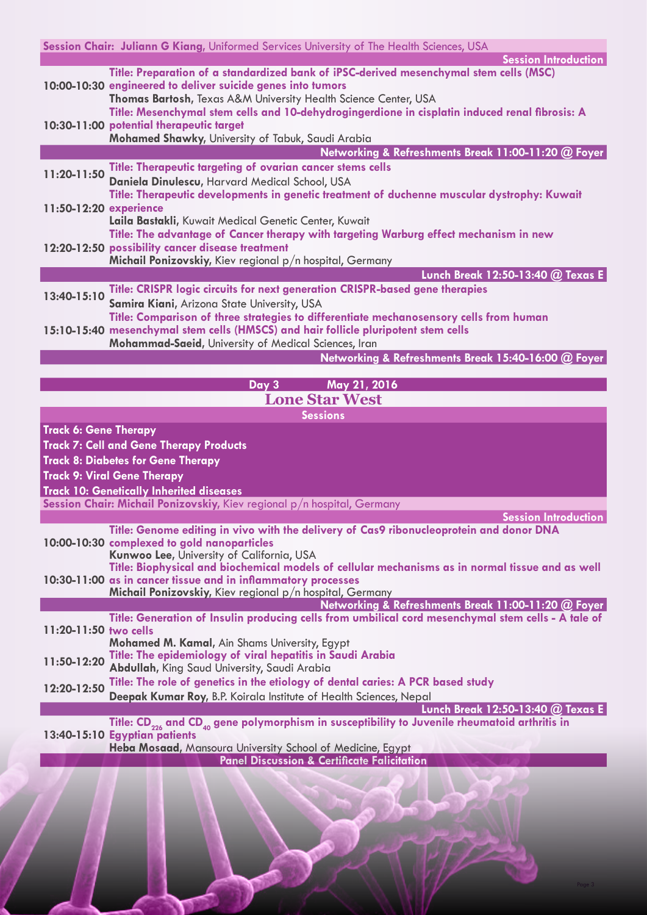**Session Chair: Juliann G Kiang**, Uniformed Services University of The Health Sciences, USA

**Session Introduction**

| | |
|---|---|
| 10:00-10:30 | **Title: Preparation of a standardized bank of iPSC-derived mesenchymal stem cells (MSC) engineered to deliver suicide genes into tumors**<br>**Thomas Bartosh**, Texas A&M University Health Science Center, USA |
| 10:30-11:00 | **Title: Mesenchymal stem cells and 10-dehydrogingerdione in cisplatin induced renal fibrosis: A potential therapeutic target**<br>**Mohamed Shawky**, University of Tabuk, Saudi Arabia |

**Networking & Refreshments Break 11:00-11:20 @ Foyer**

| | |
|---|---|
| 11:20-11:50 | **Title: Therapeutic targeting of ovarian cancer stems cells**<br>**Daniela Dinulescu**, Harvard Medical School, USA |
| 11:50-12:20 | **Title: Therapeutic developments in genetic treatment of duchenne muscular dystrophy: Kuwait experience**<br>**Laila Bastakli**, Kuwait Medical Genetic Center, Kuwait |
| 12:20-12:50 | **Title: The advantage of Cancer therapy with targeting Warburg effect mechanism in new possibility cancer disease treatment**<br>**Michail Ponizovskiy**, Kiev regional p/n hospital, Germany |

**Lunch Break 12:50-13:40 @ Texas E**

| | |
|---|---|
| 13:40-15:10 | **Title: CRISPR logic circuits for next generation CRISPR-based gene therapies**<br>**Samira Kiani**, Arizona State University, USA |
| 15:10-15:40 | **Title: Comparison of three strategies to differentiate mechanosensory cells from human mesenchymal stem cells (HMSCS) and hair follicle pluripotent stem cells**<br>**Mohammad-Saeid**, University of Medical Sciences, Iran |

**Networking & Refreshments Break 15:40-16:00 @ Foyer**

## Day 3 May 21, 2016

## Lone Star West

### Sessions

**Track 6: Gene Therapy**
**Track 7: Cell and Gene Therapy Products**
**Track 8: Diabetes for Gene Therapy**
**Track 9: Viral Gene Therapy**
**Track 10: Genetically Inherited diseases**

**Session Chair: Michail Ponizovskiy**, Kiev regional p/n hospital, Germany

**Session Introduction**

| | |
|---|---|
| 10:00-10:30 | **Title: Genome editing in vivo with the delivery of Cas9 ribonucleoprotein and donor DNA complexed to gold nanoparticles**<br>**Kunwoo Lee**, University of California, USA |
| 10:30-11:00 | **Title: Biophysical and biochemical models of cellular mechanisms as in normal tissue and as well as in cancer tissue and in inflammatory processes**<br>**Michail Ponizovskiy**, Kiev regional p/n hospital, Germany |

**Networking & Refreshments Break 11:00-11:20 @ Foyer**

| | |
|---|---|
| 11:20-11:50 | **Title: Generation of Insulin producing cells from umbilical cord mesenchymal stem cells - A tale of two cells**<br>**Mohamed M. Kamal**, Ain Shams University, Egypt |
| 11:50-12:20 | **Title: The epidemiology of viral hepatitis in Saudi Arabia**<br>**Abdullah**, King Saud University, Saudi Arabia |
| 12:20-12:50 | **Title: The role of genetics in the etiology of dental caries: A PCR based study**<br>**Deepak Kumar Roy**, B.P. Koirala Institute of Health Sciences, Nepal |

**Lunch Break 12:50-13:40 @ Texas E**

| | |
|---|---|
| 13:40-15:10 | **Title: $CD_{226}$ and $CD_{40}$ gene polymorphism in susceptibility to Juvenile rheumatoid arthritis in Egyptian patients**<br>**Heba Mosaad**, Mansoura University School of Medicine, Egypt |

**Panel Discussion & Certificate Falicitation**